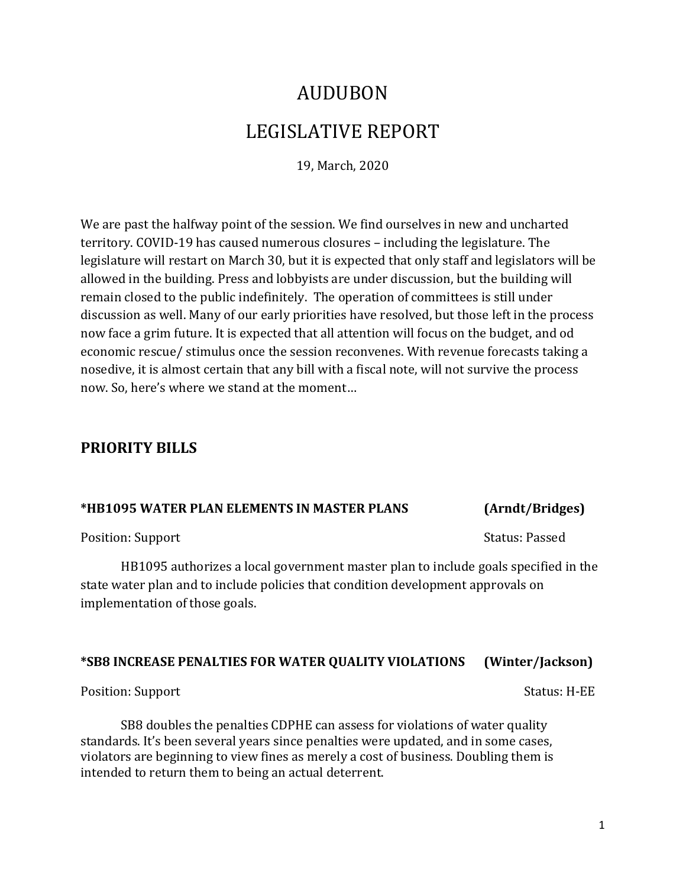# AUDUBON

# LEGISLATIVE REPORT

19, March, 2020

We are past the halfway point of the session. We find ourselves in new and uncharted territory. COVID-19 has caused numerous closures – including the legislature. The legislature will restart on March 30, but it is expected that only staff and legislators will be allowed in the building. Press and lobbyists are under discussion, but the building will remain closed to the public indefinitely. The operation of committees is still under discussion as well. Many of our early priorities have resolved, but those left in the process now face a grim future. It is expected that all attention will focus on the budget, and od economic rescue/ stimulus once the session reconvenes. With revenue forecasts taking a nosedive, it is almost certain that any bill with a fiscal note, will not survive the process now. So, here's where we stand at the moment…

## PRIORITY BILLS

### *HB1095 WATER PLAN ELEMENTS IN MASTER PLANS (Arndt/Bridges)

Position: Support Status: Passed

HB1095 authorizes a local government master plan to include goals specified in the state water plan and to include policies that condition development approvals on implementation of those goals.

### *SB8 INCREASE PENALTIES FOR WATER QUALITY VIOLATIONS (Winter/Jackson)

Position: Support Status: H-EE

SB8 doubles the penalties CDPHE can assess for violations of water quality standards. It's been several years since penalties were updated, and in some cases, violators are beginning to view fines as merely a cost of business. Doubling them is intended to return them to being an actual deterrent.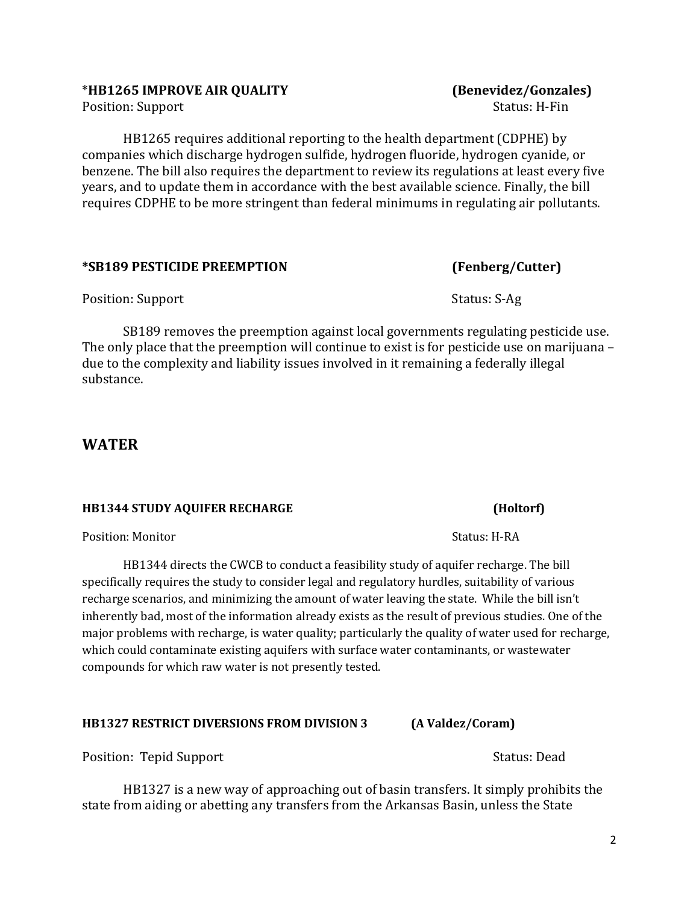**\*HB1265 IMPROVE AIR QUALITY (Benevidez/Gonzales)**

Position: Support Status: H-Fin

HB1265 requires additional reporting to the health department (CDPHE) by companies which discharge hydrogen sulfide, hydrogen fluoride, hydrogen cyanide, or benzene. The bill also requires the department to review its regulations at least every five years, and to update them in accordance with the best available science. Finally, the bill requires CDPHE to be more stringent than federal minimums in regulating air pollutants.

**\*SB189 PESTICIDE PREEMPTION (Fenberg/Cutter)**

Position: Support Status: S-Ag

SB189 removes the preemption against local governments regulating pesticide use. The only place that the preemption will continue to exist is for pesticide use on marijuana – due to the complexity and liability issues involved in it remaining a federally illegal substance.

## WATER

**HB1344 STUDY AQUIFER RECHARGE (Holtorf)**

Position: Monitor Status: H-RA

HB1344 directs the CWCB to conduct a feasibility study of aquifer recharge. The bill specifically requires the study to consider legal and regulatory hurdles, suitability of various recharge scenarios, and minimizing the amount of water leaving the state. While the bill isn't inherently bad, most of the information already exists as the result of previous studies. One of the major problems with recharge, is water quality; particularly the quality of water used for recharge, which could contaminate existing aquifers with surface water contaminants, or wastewater compounds for which raw water is not presently tested.

**HB1327 RESTRICT DIVERSIONS FROM DIVISION 3 (A Valdez/Coram)**

Position: Tepid Support Status: Dead

HB1327 is a new way of approaching out of basin transfers. It simply prohibits the state from aiding or abetting any transfers from the Arkansas Basin, unless the State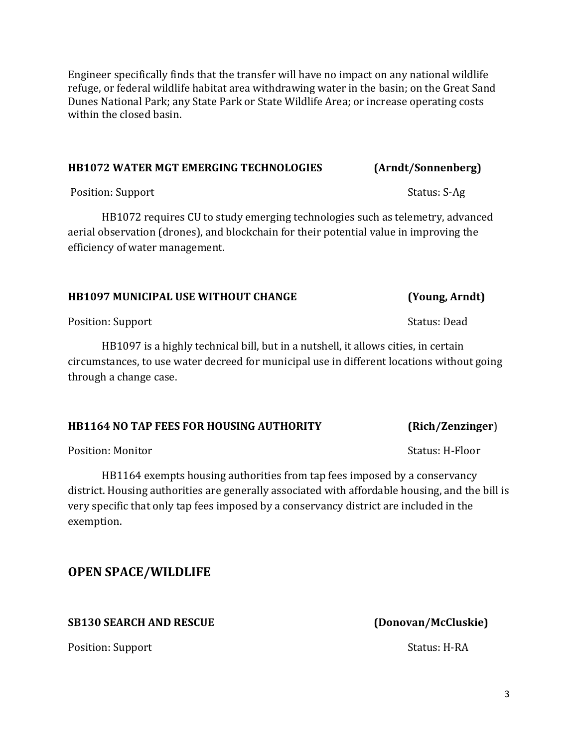Engineer specifically finds that the transfer will have no impact on any national wildlife refuge, or federal wildlife habitat area withdrawing water in the basin; on the Great Sand Dunes National Park; any State Park or State Wildlife Area; or increase operating costs within the closed basin.

**HB1072 WATER MGT EMERGING TECHNOLOGIES (Arndt/Sonnenberg)**

Position: Support Status: S-Ag

HB1072 requires CU to study emerging technologies such as telemetry, advanced aerial observation (drones), and blockchain for their potential value in improving the efficiency of water management.

**HB1097 MUNICIPAL USE WITHOUT CHANGE (Young, Arndt)**

Position: Support Status: Dead

HB1097 is a highly technical bill, but in a nutshell, it allows cities, in certain circumstances, to use water decreed for municipal use in different locations without going through a change case.

**HB1164 NO TAP FEES FOR HOUSING AUTHORITY (Rich/Zenzinger)**

Position: Monitor Status: H-Floor

HB1164 exempts housing authorities from tap fees imposed by a conservancy district. Housing authorities are generally associated with affordable housing, and the bill is very specific that only tap fees imposed by a conservancy district are included in the exemption.

## OPEN SPACE/WILDLIFE

**SB130 SEARCH AND RESCUE (Donovan/McCluskie)**

Position: Support Status: H-RA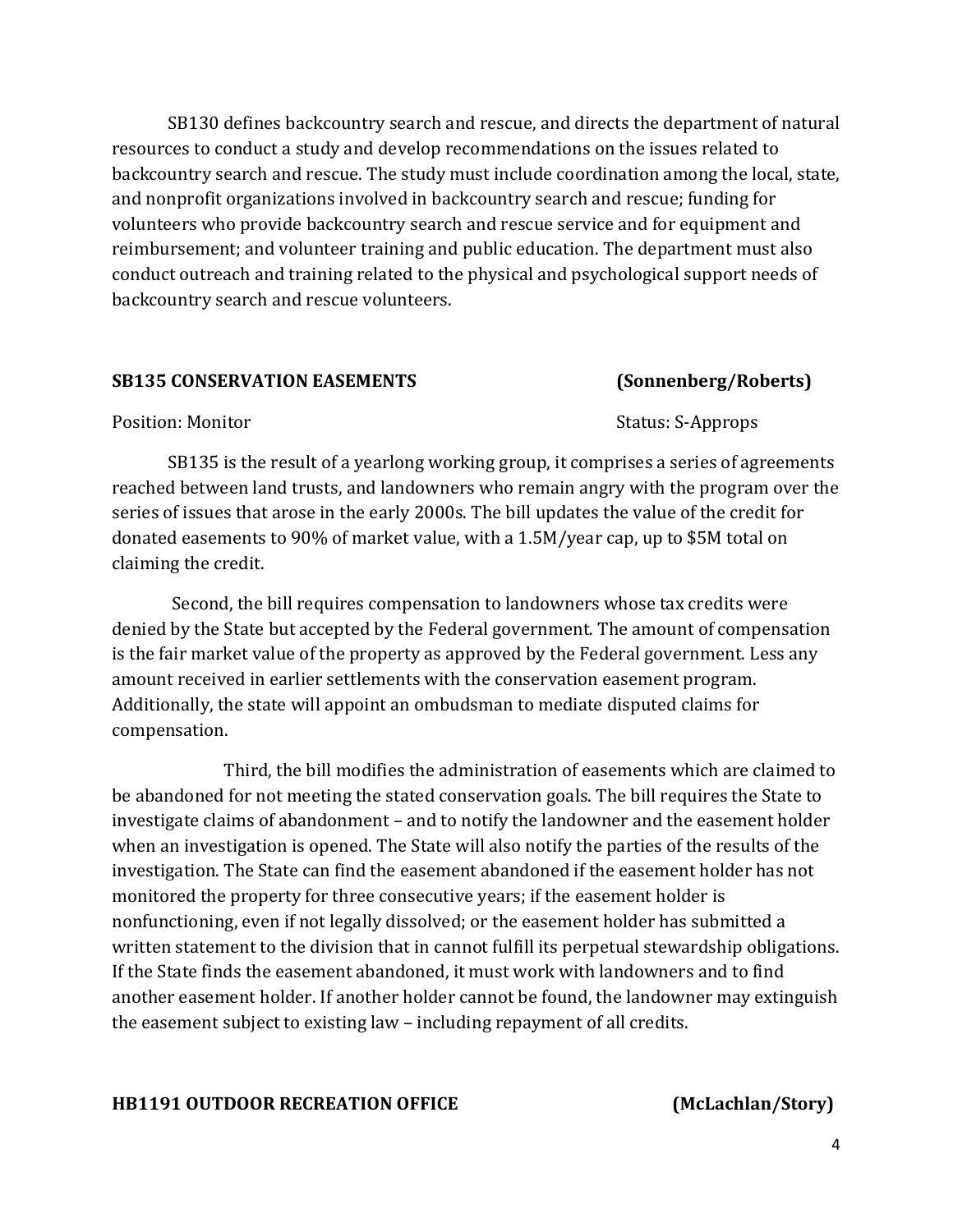SB130 defines backcountry search and rescue, and directs the department of natural resources to conduct a study and develop recommendations on the issues related to backcountry search and rescue. The study must include coordination among the local, state, and nonprofit organizations involved in backcountry search and rescue; funding for volunteers who provide backcountry search and rescue service and for equipment and reimbursement; and volunteer training and public education. The department must also conduct outreach and training related to the physical and psychological support needs of backcountry search and rescue volunteers.

**SB135 CONSERVATION EASEMENTS (Sonnenberg/Roberts)**

Position: Monitor Status: S-Approps

SB135 is the result of a yearlong working group, it comprises a series of agreements reached between land trusts, and landowners who remain angry with the program over the series of issues that arose in the early 2000s. The bill updates the value of the credit for donated easements to 90% of market value, with a 1.5M/year cap, up to $5M total on claiming the credit.

Second, the bill requires compensation to landowners whose tax credits were denied by the State but accepted by the Federal government. The amount of compensation is the fair market value of the property as approved by the Federal government. Less any amount received in earlier settlements with the conservation easement program. Additionally, the state will appoint an ombudsman to mediate disputed claims for compensation.

Third, the bill modifies the administration of easements which are claimed to be abandoned for not meeting the stated conservation goals. The bill requires the State to investigate claims of abandonment – and to notify the landowner and the easement holder when an investigation is opened. The State will also notify the parties of the results of the investigation. The State can find the easement abandoned if the easement holder has not monitored the property for three consecutive years; if the easement holder is nonfunctioning, even if not legally dissolved; or the easement holder has submitted a written statement to the division that in cannot fulfill its perpetual stewardship obligations. If the State finds the easement abandoned, it must work with landowners and to find another easement holder. If another holder cannot be found, the landowner may extinguish the easement subject to existing law – including repayment of all credits.

**HB1191 OUTDOOR RECREATION OFFICE (McLachlan/Story)**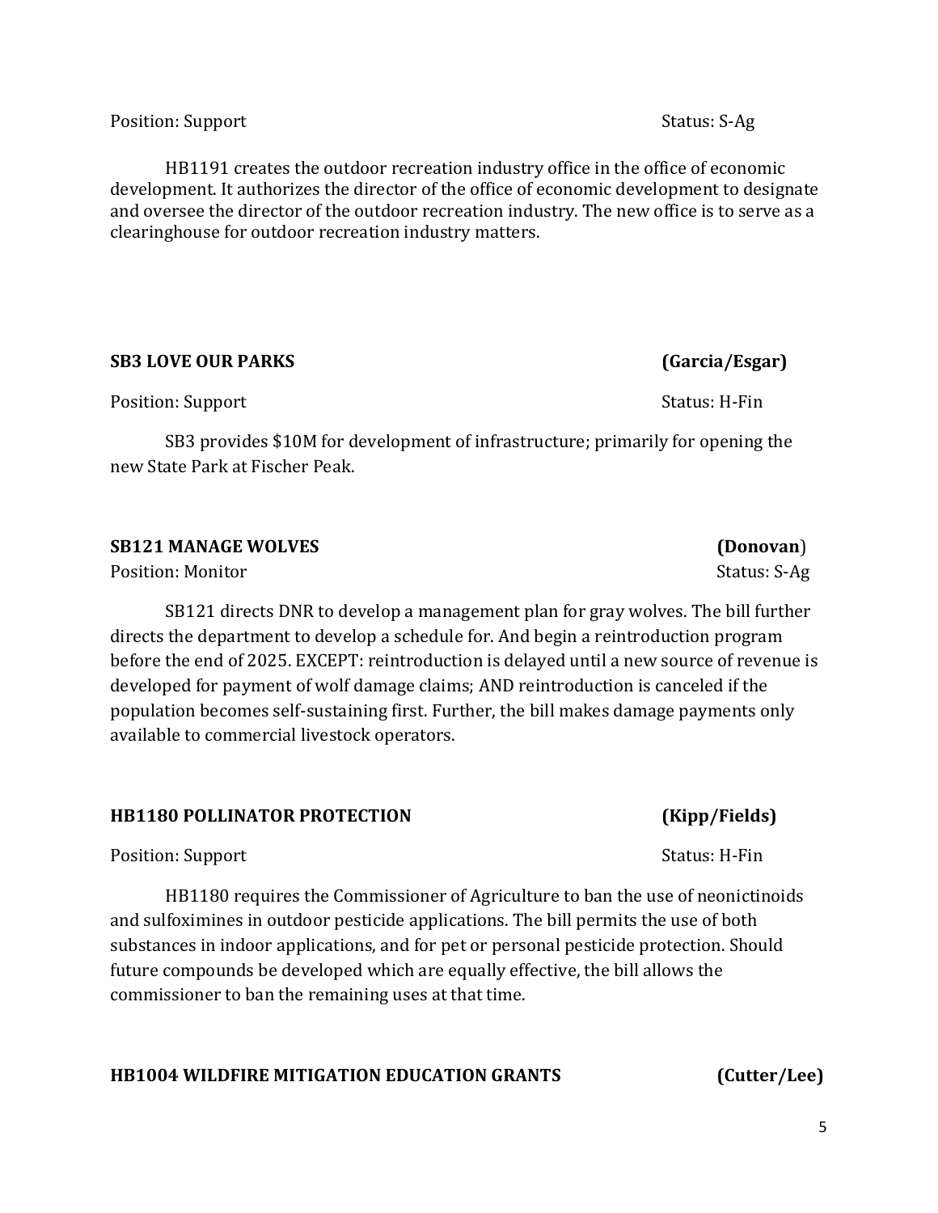Position: Support Status: S-Ag

HB1191 creates the outdoor recreation industry office in the office of economic development. It authorizes the director of the office of economic development to designate and oversee the director of the outdoor recreation industry. The new office is to serve as a clearinghouse for outdoor recreation industry matters.

**SB3 LOVE OUR PARKS (Garcia/Esgar)**

Position: Support Status: H-Fin

SB3 provides $10M for development of infrastructure; primarily for opening the new State Park at Fischer Peak.

**SB121 MANAGE WOLVES (Donovan)**

Position: Monitor Status: S-Ag

SB121 directs DNR to develop a management plan for gray wolves. The bill further directs the department to develop a schedule for. And begin a reintroduction program before the end of 2025. EXCEPT: reintroduction is delayed until a new source of revenue is developed for payment of wolf damage claims; AND reintroduction is canceled if the population becomes self-sustaining first. Further, the bill makes damage payments only available to commercial livestock operators.

**HB1180 POLLINATOR PROTECTION (Kipp/Fields)**

Position: Support Status: H-Fin

HB1180 requires the Commissioner of Agriculture to ban the use of neonictinoids and sulfoximines in outdoor pesticide applications. The bill permits the use of both substances in indoor applications, and for pet or personal pesticide protection. Should future compounds be developed which are equally effective, the bill allows the commissioner to ban the remaining uses at that time.

**HB1004 WILDFIRE MITIGATION EDUCATION GRANTS (Cutter/Lee)**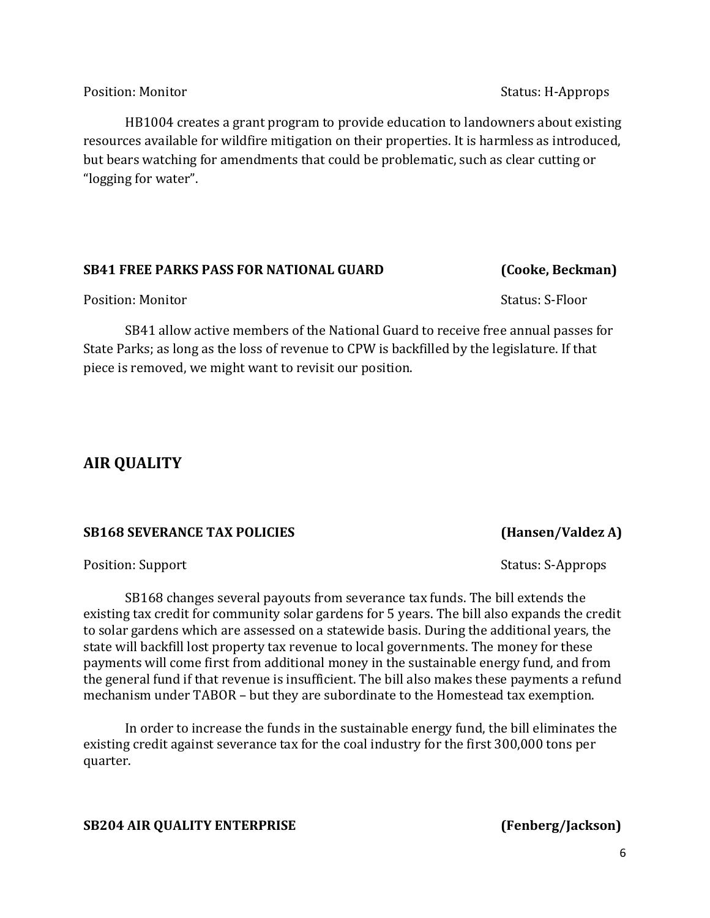Position: Monitor Status: H-Approps

HB1004 creates a grant program to provide education to landowners about existing resources available for wildfire mitigation on their properties. It is harmless as introduced, but bears watching for amendments that could be problematic, such as clear cutting or "logging for water".

**SB41 FREE PARKS PASS FOR NATIONAL GUARD (Cooke, Beckman)**

Position: Monitor Status: S-Floor

SB41 allow active members of the National Guard to receive free annual passes for State Parks; as long as the loss of revenue to CPW is backfilled by the legislature. If that piece is removed, we might want to revisit our position.

## AIR QUALITY

**SB168 SEVERANCE TAX POLICIES (Hansen/Valdez A)**

Position: Support Status: S-Approps

SB168 changes several payouts from severance tax funds. The bill extends the existing tax credit for community solar gardens for 5 years. The bill also expands the credit to solar gardens which are assessed on a statewide basis. During the additional years, the state will backfill lost property tax revenue to local governments. The money for these payments will come first from additional money in the sustainable energy fund, and from the general fund if that revenue is insufficient. The bill also makes these payments a refund mechanism under TABOR – but they are subordinate to the Homestead tax exemption.

In order to increase the funds in the sustainable energy fund, the bill eliminates the existing credit against severance tax for the coal industry for the first 300,000 tons per quarter.

**SB204 AIR QUALITY ENTERPRISE (Fenberg/Jackson)**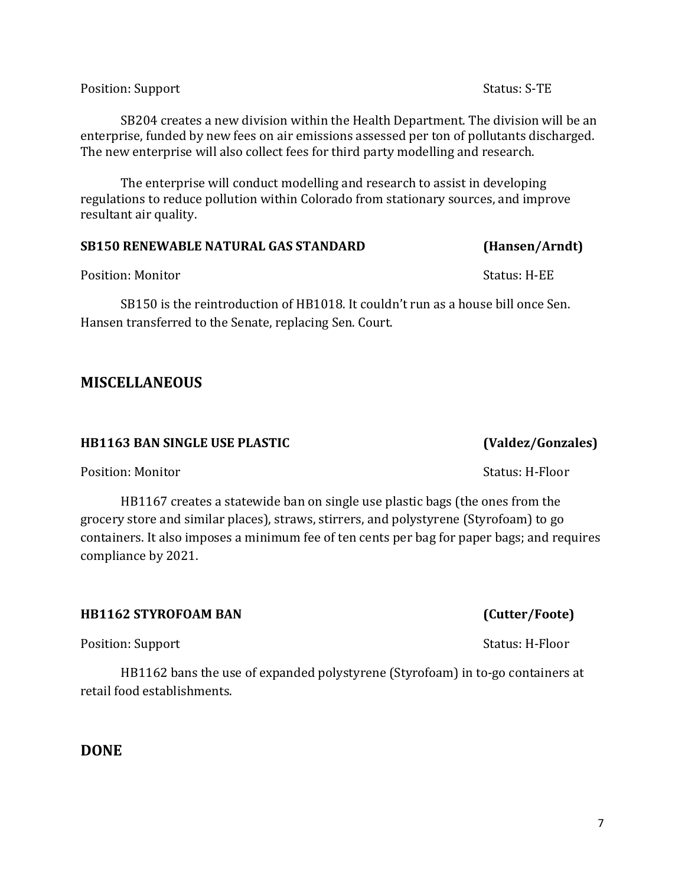Position: Support Status: S-TE

SB204 creates a new division within the Health Department. The division will be an enterprise, funded by new fees on air emissions assessed per ton of pollutants discharged. The new enterprise will also collect fees for third party modelling and research.

The enterprise will conduct modelling and research to assist in developing regulations to reduce pollution within Colorado from stationary sources, and improve resultant air quality.

**SB150 RENEWABLE NATURAL GAS STANDARD (Hansen/Arndt)**

Position: Monitor Status: H-EE

SB150 is the reintroduction of HB1018. It couldn't run as a house bill once Sen. Hansen transferred to the Senate, replacing Sen. Court.

## MISCELLANEOUS

**HB1163 BAN SINGLE USE PLASTIC (Valdez/Gonzales)**

Position: Monitor Status: H-Floor

HB1167 creates a statewide ban on single use plastic bags (the ones from the grocery store and similar places), straws, stirrers, and polystyrene (Styrofoam) to go containers. It also imposes a minimum fee of ten cents per bag for paper bags; and requires compliance by 2021.

**HB1162 STYROFOAM BAN (Cutter/Foote)**

Position: Support Status: H-Floor

HB1162 bans the use of expanded polystyrene (Styrofoam) in to-go containers at retail food establishments.

## DONE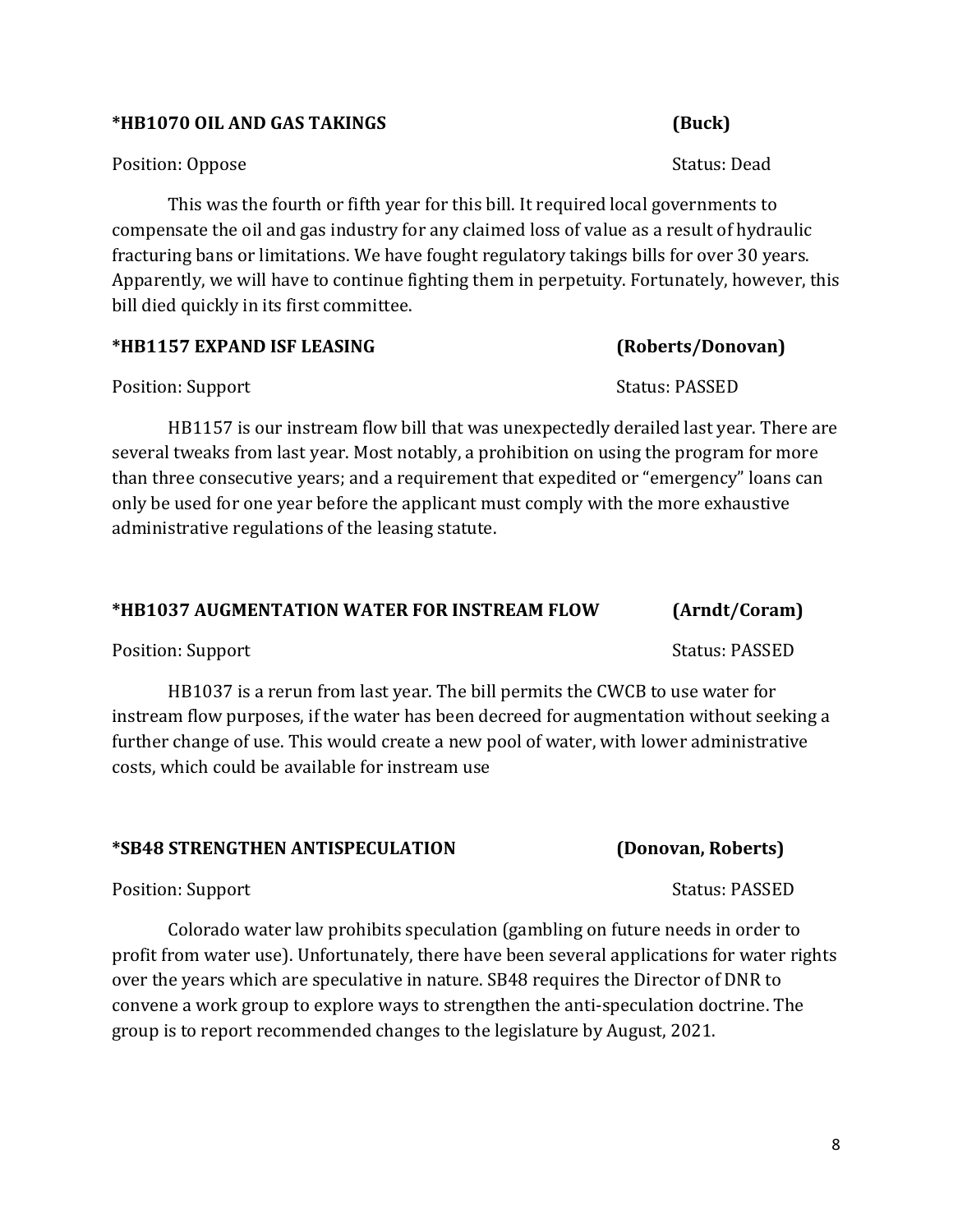**\*HB1070 OIL AND GAS TAKINGS** **(Buck)**

Position: Oppose Status: Dead

This was the fourth or fifth year for this bill. It required local governments to compensate the oil and gas industry for any claimed loss of value as a result of hydraulic fracturing bans or limitations. We have fought regulatory takings bills for over 30 years. Apparently, we will have to continue fighting them in perpetuity. Fortunately, however, this bill died quickly in its first committee.

**\*HB1157 EXPAND ISF LEASING** **(Roberts/Donovan)**

Position: Support Status: PASSED

HB1157 is our instream flow bill that was unexpectedly derailed last year. There are several tweaks from last year. Most notably, a prohibition on using the program for more than three consecutive years; and a requirement that expedited or "emergency" loans can only be used for one year before the applicant must comply with the more exhaustive administrative regulations of the leasing statute.

**\*HB1037 AUGMENTATION WATER FOR INSTREAM FLOW** **(Arndt/Coram)**

Position: Support Status: PASSED

HB1037 is a rerun from last year. The bill permits the CWCB to use water for instream flow purposes, if the water has been decreed for augmentation without seeking a further change of use. This would create a new pool of water, with lower administrative costs, which could be available for instream use

**\*SB48 STRENGTHEN ANTISPECULATION** **(Donovan, Roberts)**

Position: Support Status: PASSED

Colorado water law prohibits speculation (gambling on future needs in order to profit from water use). Unfortunately, there have been several applications for water rights over the years which are speculative in nature. SB48 requires the Director of DNR to convene a work group to explore ways to strengthen the anti-speculation doctrine. The group is to report recommended changes to the legislature by August, 2021.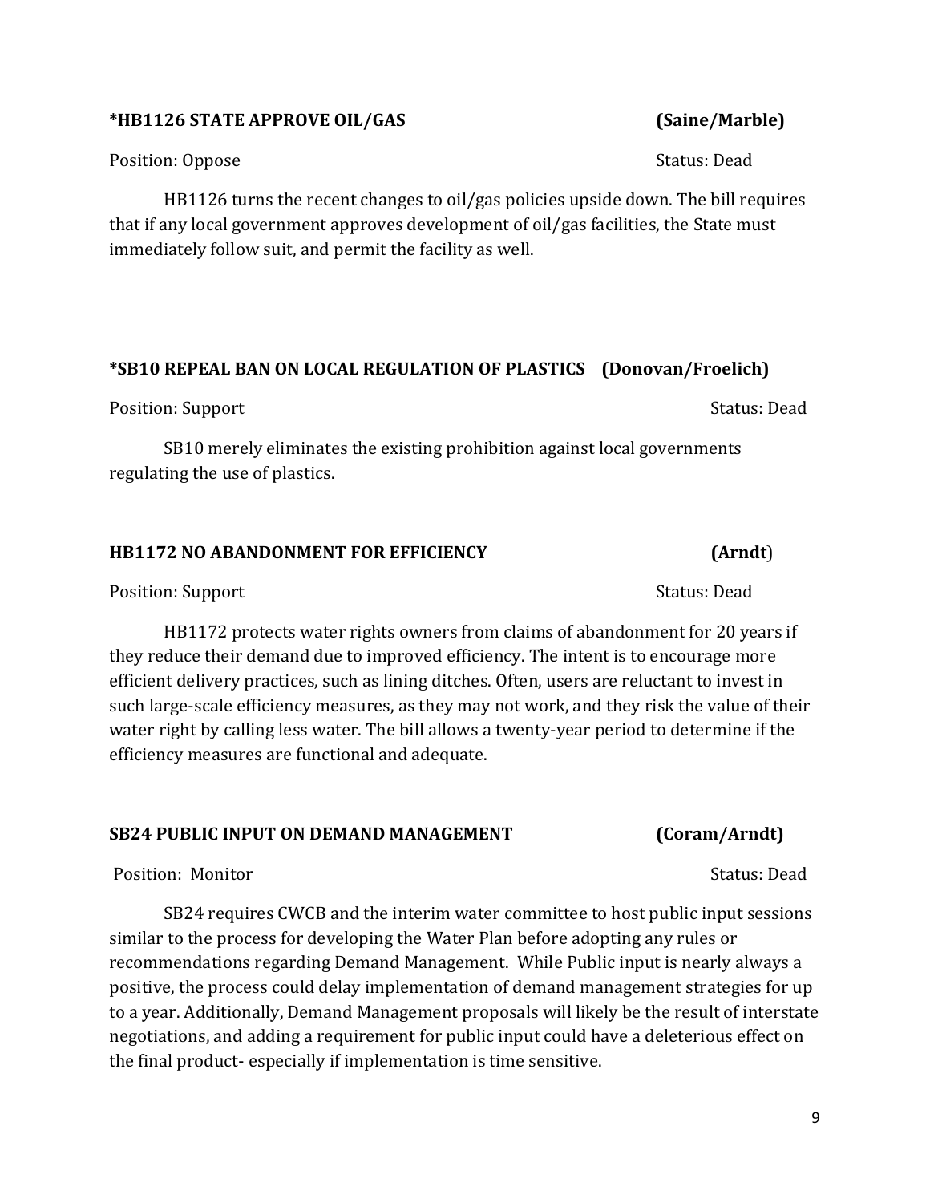**\*HB1126 STATE APPROVE OIL/GAS (Saine/Marble)**

Position: Oppose Status: Dead

HB1126 turns the recent changes to oil/gas policies upside down. The bill requires that if any local government approves development of oil/gas facilities, the State must immediately follow suit, and permit the facility as well.

**\*SB10 REPEAL BAN ON LOCAL REGULATION OF PLASTICS (Donovan/Froelich)**

Position: Support Status: Dead

SB10 merely eliminates the existing prohibition against local governments regulating the use of plastics.

**HB1172 NO ABANDONMENT FOR EFFICIENCY (Arndt)**

Position: Support Status: Dead

HB1172 protects water rights owners from claims of abandonment for 20 years if they reduce their demand due to improved efficiency. The intent is to encourage more efficient delivery practices, such as lining ditches. Often, users are reluctant to invest in such large-scale efficiency measures, as they may not work, and they risk the value of their water right by calling less water. The bill allows a twenty-year period to determine if the efficiency measures are functional and adequate.

**SB24 PUBLIC INPUT ON DEMAND MANAGEMENT (Coram/Arndt)**

Position: Monitor Status: Dead

SB24 requires CWCB and the interim water committee to host public input sessions similar to the process for developing the Water Plan before adopting any rules or recommendations regarding Demand Management. While Public input is nearly always a positive, the process could delay implementation of demand management strategies for up to a year. Additionally, Demand Management proposals will likely be the result of interstate negotiations, and adding a requirement for public input could have a deleterious effect on the final product- especially if implementation is time sensitive.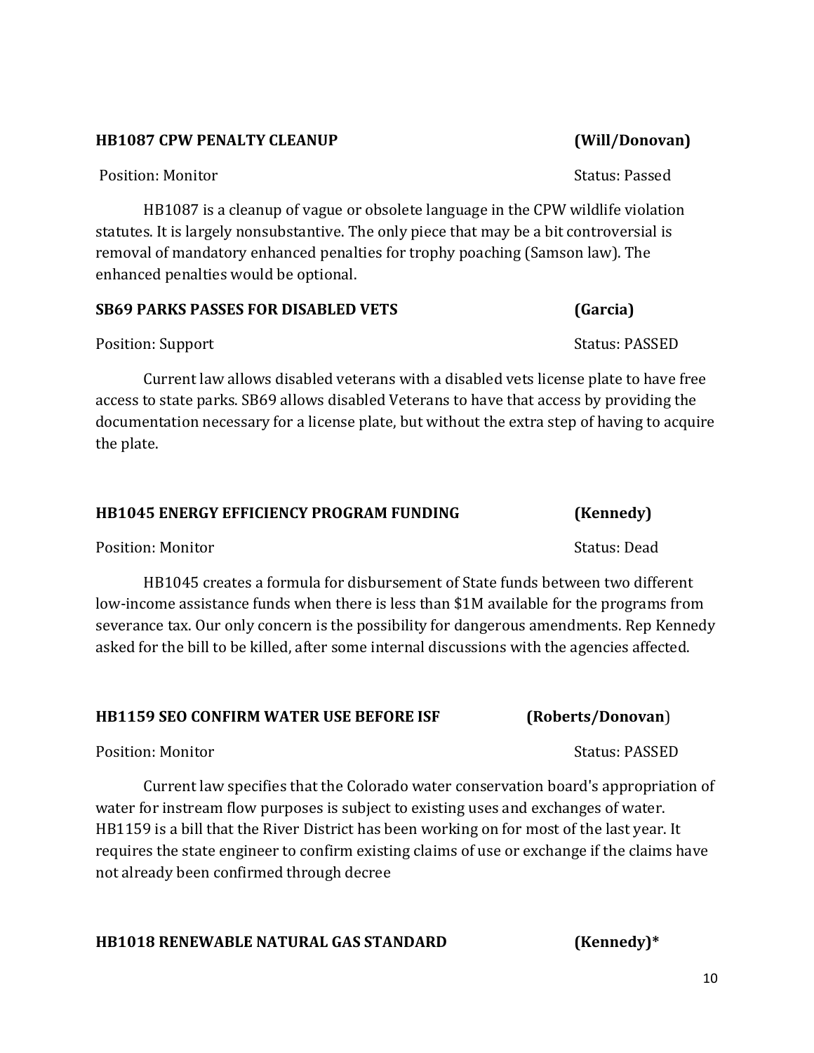**HB1087 CPW PENALTY CLEANUP (Will/Donovan)**

Position: Monitor Status: Passed

HB1087 is a cleanup of vague or obsolete language in the CPW wildlife violation statutes. It is largely nonsubstantive. The only piece that may be a bit controversial is removal of mandatory enhanced penalties for trophy poaching (Samson law). The enhanced penalties would be optional.

**SB69 PARKS PASSES FOR DISABLED VETS (Garcia)**

Position: Support Status: PASSED

Current law allows disabled veterans with a disabled vets license plate to have free access to state parks. SB69 allows disabled Veterans to have that access by providing the documentation necessary for a license plate, but without the extra step of having to acquire the plate.

**HB1045 ENERGY EFFICIENCY PROGRAM FUNDING (Kennedy)**

Position: Monitor Status: Dead

HB1045 creates a formula for disbursement of State funds between two different low-income assistance funds when there is less than $1M available for the programs from severance tax. Our only concern is the possibility for dangerous amendments. Rep Kennedy asked for the bill to be killed, after some internal discussions with the agencies affected.

**HB1159 SEO CONFIRM WATER USE BEFORE ISF (Roberts/Donovan)**

Position: Monitor Status: PASSED

Current law specifies that the Colorado water conservation board's appropriation of water for instream flow purposes is subject to existing uses and exchanges of water. HB1159 is a bill that the River District has been working on for most of the last year. It requires the state engineer to confirm existing claims of use or exchange if the claims have not already been confirmed through decree

**HB1018 RENEWABLE NATURAL GAS STANDARD (Kennedy)***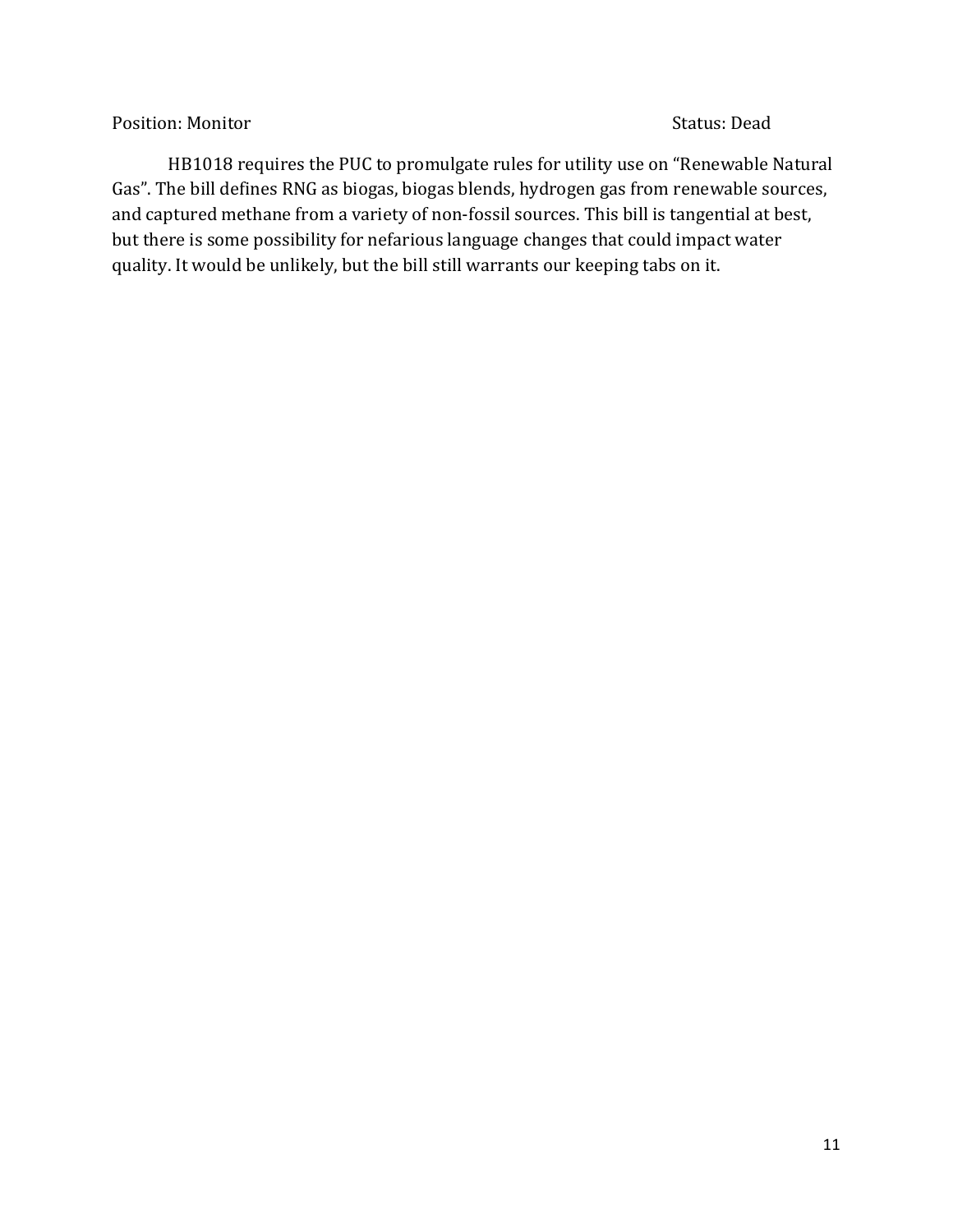Position: Monitor Status: Dead

HB1018 requires the PUC to promulgate rules for utility use on "Renewable Natural Gas". The bill defines RNG as biogas, biogas blends, hydrogen gas from renewable sources, and captured methane from a variety of non-fossil sources. This bill is tangential at best, but there is some possibility for nefarious language changes that could impact water quality. It would be unlikely, but the bill still warrants our keeping tabs on it.